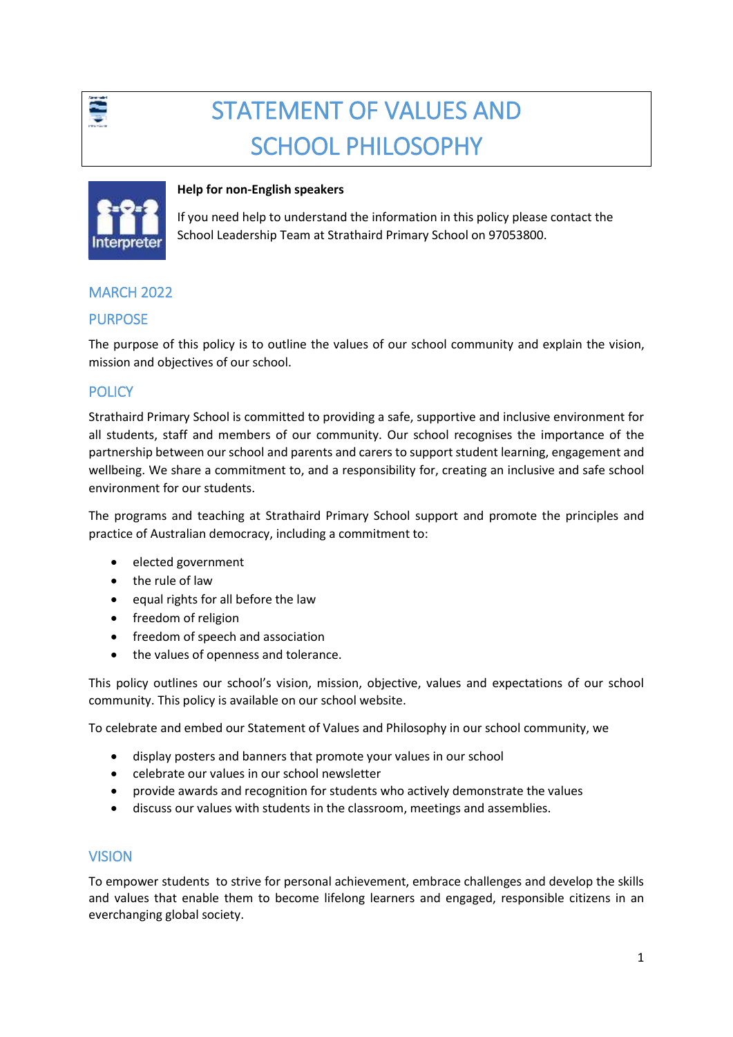# STATEMENT OF VALUES AND SCHOOL PHILOSOPHY

**Help for non-English speakers**

If you need help to understand the information in this policy please contact the School Leadership Team at Strathaird Primary School on 97053800.

## MARCH 2022

## PURPOSE

The purpose of this policy is to outline the values of our school community and explain the vision, mission and objectives of our school.

## POLICY

Strathaird Primary School is committed to providing a safe, supportive and inclusive environment for all students, staff and members of our community. Our school recognises the importance of the partnership between our school and parents and carers to support student learning, engagement and wellbeing. We share a commitment to, and a responsibility for, creating an inclusive and safe school environment for our students.

The programs and teaching at Strathaird Primary School support and promote the principles and practice of Australian democracy, including a commitment to:

- elected government
- the rule of law
- equal rights for all before the law
- freedom of religion
- freedom of speech and association
- the values of openness and tolerance.

This policy outlines our school's vision, mission, objective, values and expectations of our school community. This policy is available on our school website.

To celebrate and embed our Statement of Values and Philosophy in our school community, we

- display posters and banners that promote your values in our school
- celebrate our values in our school newsletter
- provide awards and recognition for students who actively demonstrate the values
- discuss our values with students in the classroom, meetings and assemblies.

## VISION

To empower students to strive for personal achievement, embrace challenges and develop the skills and values that enable them to become lifelong learners and engaged, responsible citizens in an everchanging global society.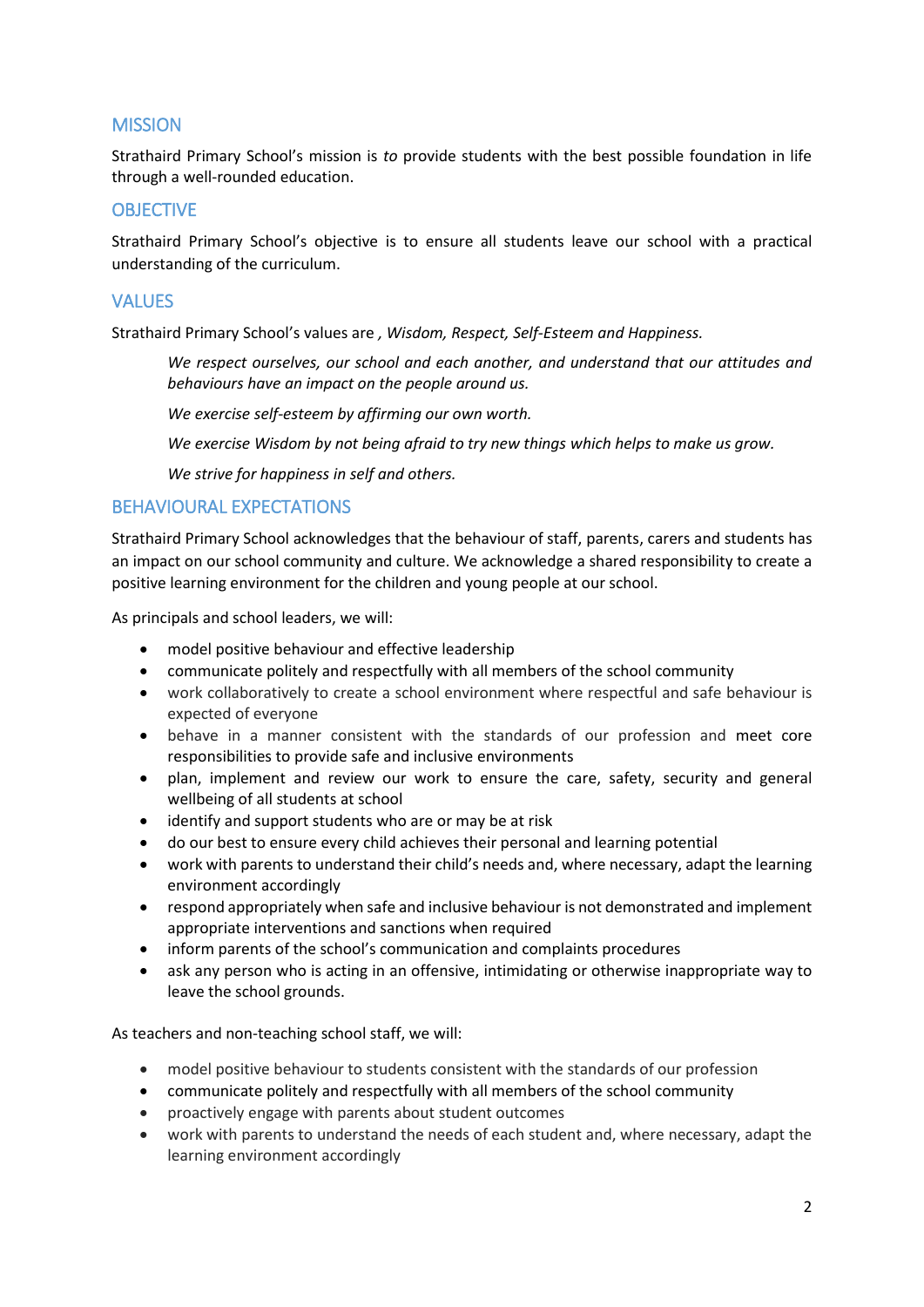## MISSION

Strathaird Primary School's mission is *to* provide students with the best possible foundation in life through a well-rounded education.

## OBJECTIVE

Strathaird Primary School's objective is to ensure all students leave our school with a practical understanding of the curriculum.

## VALUES

Strathaird Primary School's values are *, Wisdom, Respect, Self-Esteem and Happiness.*

> *We respect ourselves, our school and each another, and understand that our attitudes and behaviours have an impact on the people around us.*
>
> *We exercise self-esteem by affirming our own worth.*
>
> *We exercise Wisdom by not being afraid to try new things which helps to make us grow.*
>
> *We strive for happiness in self and others.*

## BEHAVIOURAL EXPECTATIONS

Strathaird Primary School acknowledges that the behaviour of staff, parents, carers and students has an impact on our school community and culture. We acknowledge a shared responsibility to create a positive learning environment for the children and young people at our school.

As principals and school leaders, we will:

- model positive behaviour and effective leadership
- communicate politely and respectfully with all members of the school community
- work collaboratively to create a school environment where respectful and safe behaviour is expected of everyone
- behave in a manner consistent with the standards of our profession and meet core responsibilities to provide safe and inclusive environments
- plan, implement and review our work to ensure the care, safety, security and general wellbeing of all students at school
- identify and support students who are or may be at risk
- do our best to ensure every child achieves their personal and learning potential
- work with parents to understand their child's needs and, where necessary, adapt the learning environment accordingly
- respond appropriately when safe and inclusive behaviour is not demonstrated and implement appropriate interventions and sanctions when required
- inform parents of the school's communication and complaints procedures
- ask any person who is acting in an offensive, intimidating or otherwise inappropriate way to leave the school grounds.

As teachers and non-teaching school staff, we will:

- model positive behaviour to students consistent with the standards of our profession
- communicate politely and respectfully with all members of the school community
- proactively engage with parents about student outcomes
- work with parents to understand the needs of each student and, where necessary, adapt the learning environment accordingly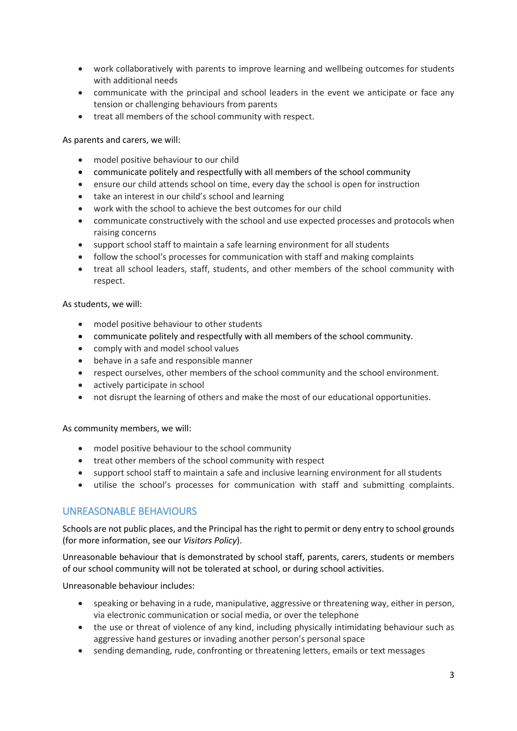- work collaboratively with parents to improve learning and wellbeing outcomes for students with additional needs
- communicate with the principal and school leaders in the event we anticipate or face any tension or challenging behaviours from parents
- treat all members of the school community with respect.

As parents and carers, we will:

- model positive behaviour to our child
- communicate politely and respectfully with all members of the school community
- ensure our child attends school on time, every day the school is open for instruction
- take an interest in our child's school and learning
- work with the school to achieve the best outcomes for our child
- communicate constructively with the school and use expected processes and protocols when raising concerns
- support school staff to maintain a safe learning environment for all students
- follow the school's processes for communication with staff and making complaints
- treat all school leaders, staff, students, and other members of the school community with respect.

As students, we will:

- model positive behaviour to other students
- communicate politely and respectfully with all members of the school community.
- comply with and model school values
- behave in a safe and responsible manner
- respect ourselves, other members of the school community and the school environment.
- actively participate in school
- not disrupt the learning of others and make the most of our educational opportunities.

As community members, we will:

- model positive behaviour to the school community
- treat other members of the school community with respect
- support school staff to maintain a safe and inclusive learning environment for all students
- utilise the school's processes for communication with staff and submitting complaints.

## UNREASONABLE BEHAVIOURS

Schools are not public places, and the Principal has the right to permit or deny entry to school grounds (for more information, see our *Visitors Policy*).

Unreasonable behaviour that is demonstrated by school staff, parents, carers, students or members of our school community will not be tolerated at school, or during school activities.

Unreasonable behaviour includes:

- speaking or behaving in a rude, manipulative, aggressive or threatening way, either in person, via electronic communication or social media, or over the telephone
- the use or threat of violence of any kind, including physically intimidating behaviour such as aggressive hand gestures or invading another person's personal space
- sending demanding, rude, confronting or threatening letters, emails or text messages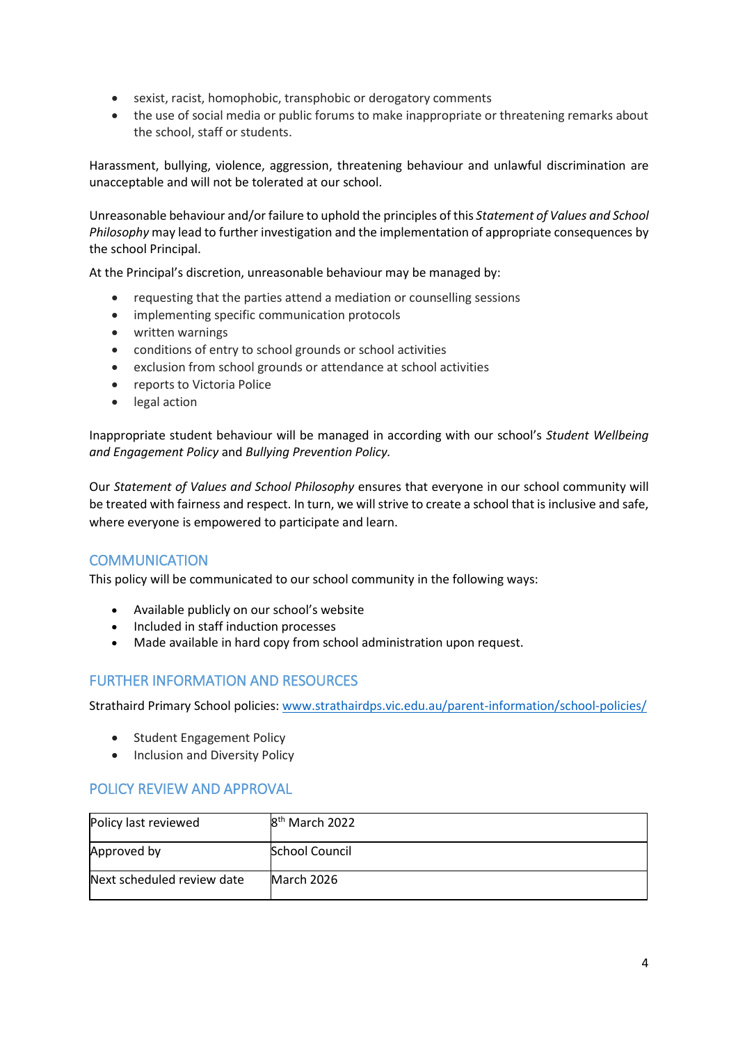- sexist, racist, homophobic, transphobic or derogatory comments
- the use of social media or public forums to make inappropriate or threatening remarks about the school, staff or students.

Harassment, bullying, violence, aggression, threatening behaviour and unlawful discrimination are unacceptable and will not be tolerated at our school.

Unreasonable behaviour and/or failure to uphold the principles of this *Statement of Values and School Philosophy* may lead to further investigation and the implementation of appropriate consequences by the school Principal.

At the Principal's discretion, unreasonable behaviour may be managed by:

- requesting that the parties attend a mediation or counselling sessions
- implementing specific communication protocols
- written warnings
- conditions of entry to school grounds or school activities
- exclusion from school grounds or attendance at school activities
- reports to Victoria Police
- legal action

Inappropriate student behaviour will be managed in according with our school's *Student Wellbeing and Engagement Policy* and *Bullying Prevention Policy.*

Our *Statement of Values and School Philosophy* ensures that everyone in our school community will be treated with fairness and respect. In turn, we will strive to create a school that is inclusive and safe, where everyone is empowered to participate and learn.

## COMMUNICATION

This policy will be communicated to our school community in the following ways:

- Available publicly on our school's website
- Included in staff induction processes
- Made available in hard copy from school administration upon request.

## FURTHER INFORMATION AND RESOURCES

Strathaird Primary School policies: www.strathairdps.vic.edu.au/parent-information/school-policies/

- Student Engagement Policy
- Inclusion and Diversity Policy

## POLICY REVIEW AND APPROVAL

| | |
|---|---|
| Policy last reviewed | 8th March 2022 |
| Approved by | School Council |
| Next scheduled review date | March 2026 |